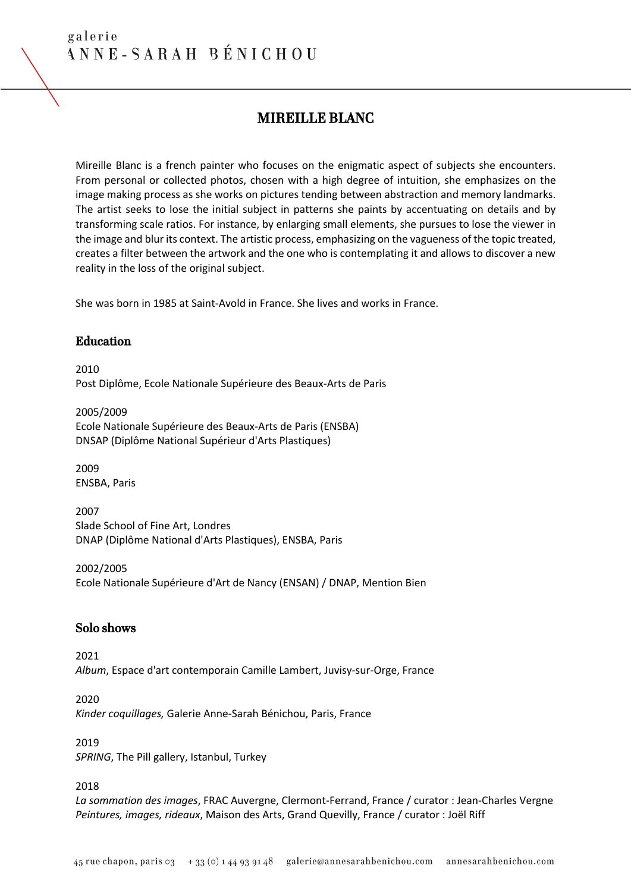# MIREILLE BLANC

Mireille Blanc is a french painter who focuses on the enigmatic aspect of subjects she encounters. From personal or collected photos, chosen with a high degree of intuition, she emphasizes on the image making process as she works on pictures tending between abstraction and memory landmarks. The artist seeks to lose the initial subject in patterns she paints by accentuating on details and by transforming scale ratios. For instance, by enlarging small elements, she pursues to lose the viewer in the image and blur its context. The artistic process, emphasizing on the vagueness of the topic treated, creates a filter between the artwork and the one who is contemplating it and allows to discover a new reality in the loss of the original subject.

She was born in 1985 at Saint-Avold in France. She lives and works in France.

## Education

2010
Post Diplôme, Ecole Nationale Supérieure des Beaux-Arts de Paris

2005/2009
Ecole Nationale Supérieure des Beaux-Arts de Paris (ENSBA)
DNSAP (Diplôme National Supérieur d'Arts Plastiques)

2009
ENSBA, Paris

2007
Slade School of Fine Art, Londres
DNAP (Diplôme National d'Arts Plastiques), ENSBA, Paris

2002/2005
Ecole Nationale Supérieure d'Art de Nancy (ENSAN) / DNAP, Mention Bien

## Solo shows

2021
*Album*, Espace d'art contemporain Camille Lambert, Juvisy-sur-Orge, France

2020
*Kinder coquillages,* Galerie Anne-Sarah Bénichou, Paris, France

2019
*SPRING*, The Pill gallery, Istanbul, Turkey

2018
*La sommation des images*, FRAC Auvergne, Clermont-Ferrand, France / curator : Jean-Charles Vergne
*Peintures, images, rideaux*, Maison des Arts, Grand Quevilly, France / curator : Joël Riff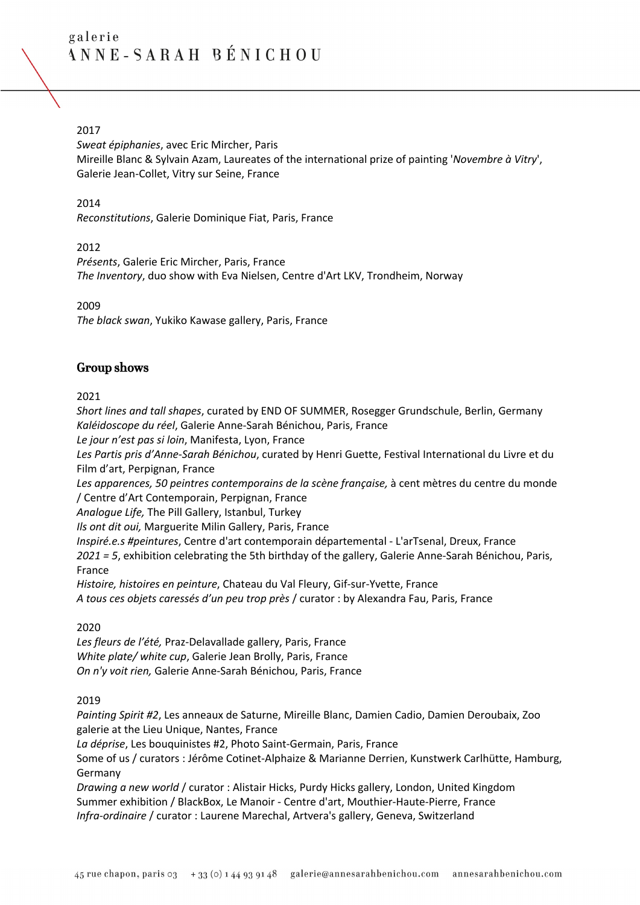2017
*Sweat épiphanies*, avec Eric Mircher, Paris
Mireille Blanc & Sylvain Azam, Laureates of the international prize of painting '*Novembre à Vitry*', Galerie Jean-Collet, Vitry sur Seine, France

2014
*Reconstitutions*, Galerie Dominique Fiat, Paris, France

2012
*Présents*, Galerie Eric Mircher, Paris, France
*The Inventory*, duo show with Eva Nielsen, Centre d'Art LKV, Trondheim, Norway

2009
*The black swan*, Yukiko Kawase gallery, Paris, France

## Group shows

2021
*Short lines and tall shapes*, curated by END OF SUMMER, Rosegger Grundschule, Berlin, Germany
*Kaléidoscope du réel*, Galerie Anne-Sarah Bénichou, Paris, France
*Le jour n'est pas si loin*, Manifesta, Lyon, France
*Les Partis pris d'Anne-Sarah Bénichou*, curated by Henri Guette, Festival International du Livre et du Film d'art, Perpignan, France
*Les apparences, 50 peintres contemporains de la scène française,* à cent mètres du centre du monde / Centre d'Art Contemporain, Perpignan, France
*Analogue Life,* The Pill Gallery, Istanbul, Turkey
*Ils ont dit oui,* Marguerite Milin Gallery, Paris, France
*Inspiré.e.s #peintures*, Centre d'art contemporain départemental - L'arTsenal, Dreux, France
*2021 = 5*, exhibition celebrating the 5th birthday of the gallery, Galerie Anne-Sarah Bénichou, Paris, France
*Histoire, histoires en peinture*, Chateau du Val Fleury, Gif-sur-Yvette, France
*A tous ces objets caressés d'un peu trop près* / curator : by Alexandra Fau, Paris, France

2020
*Les fleurs de l'été,* Praz-Delavallade gallery, Paris, France
*White plate/ white cup*, Galerie Jean Brolly, Paris, France
*On n'y voit rien,* Galerie Anne-Sarah Bénichou, Paris, France

2019
*Painting Spirit #2*, Les anneaux de Saturne, Mireille Blanc, Damien Cadio, Damien Deroubaix, Zoo galerie at the Lieu Unique, Nantes, France
*La déprise*, Les bouquinistes #2, Photo Saint-Germain, Paris, France
Some of us / curators : Jérôme Cotinet-Alphaize & Marianne Derrien, Kunstwerk Carlhütte, Hamburg, Germany
*Drawing a new world* / curator : Alistair Hicks, Purdy Hicks gallery, London, United Kingdom
Summer exhibition / BlackBox, Le Manoir - Centre d'art, Mouthier-Haute-Pierre, France
*Infra-ordinaire* / curator : Laurene Marechal, Artvera's gallery, Geneva, Switzerland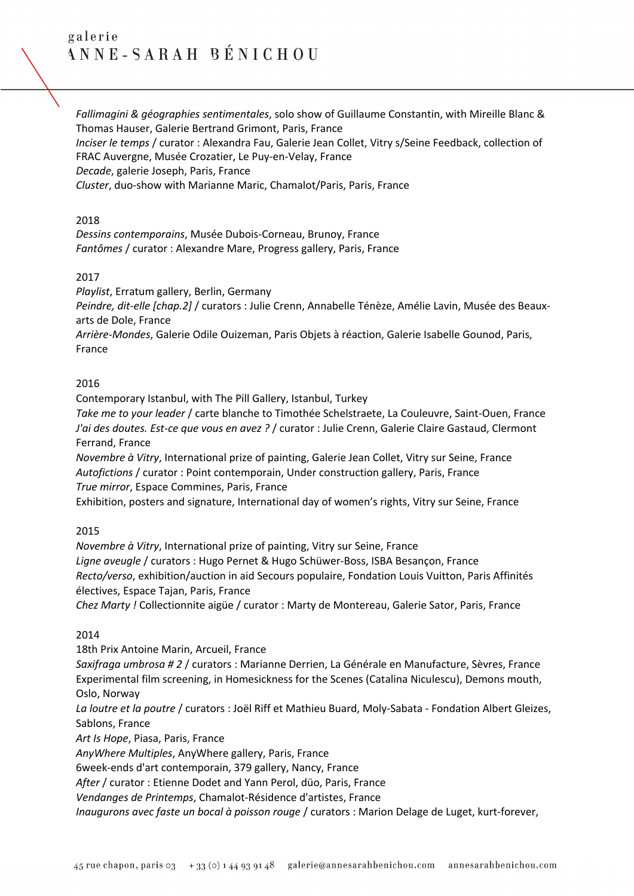*Fallimagini & géographies sentimentales*, solo show of Guillaume Constantin, with Mireille Blanc & Thomas Hauser, Galerie Bertrand Grimont, Paris, France
*Inciser le temps* / curator : Alexandra Fau, Galerie Jean Collet, Vitry s/Seine Feedback, collection of FRAC Auvergne, Musée Crozatier, Le Puy-en-Velay, France
*Decade*, galerie Joseph, Paris, France
*Cluster*, duo-show with Marianne Maric, Chamalot/Paris, Paris, France

2018
*Dessins contemporains*, Musée Dubois-Corneau, Brunoy, France
*Fantômes* / curator : Alexandre Mare, Progress gallery, Paris, France

2017
*Playlist*, Erratum gallery, Berlin, Germany
*Peindre, dit-elle [chap.2]* / curators : Julie Crenn, Annabelle Ténèze, Amélie Lavin, Musée des Beaux-arts de Dole, France
*Arrière-Mondes*, Galerie Odile Ouizeman, Paris Objets à réaction, Galerie Isabelle Gounod, Paris, France

2016
Contemporary Istanbul, with The Pill Gallery, Istanbul, Turkey
*Take me to your leader* / carte blanche to Timothée Schelstraete, La Couleuvre, Saint-Ouen, France
*J'ai des doutes. Est-ce que vous en avez ?* / curator : Julie Crenn, Galerie Claire Gastaud, Clermont Ferrand, France
*Novembre à Vitry*, International prize of painting, Galerie Jean Collet, Vitry sur Seine, France
*Autofictions* / curator : Point contemporain, Under construction gallery, Paris, France
*True mirror*, Espace Commines, Paris, France
Exhibition, posters and signature, International day of women's rights, Vitry sur Seine, France

2015
*Novembre à Vitry*, International prize of painting, Vitry sur Seine, France
*Ligne aveugle* / curators : Hugo Pernet & Hugo Schüwer-Boss, ISBA Besançon, France
*Recto/verso*, exhibition/auction in aid Secours populaire, Fondation Louis Vuitton, Paris Affinités électives, Espace Tajan, Paris, France
*Chez Marty !* Collectionnite aigüe / curator : Marty de Montereau, Galerie Sator, Paris, France

2014
18th Prix Antoine Marin, Arcueil, France
*Saxifraga umbrosa # 2* / curators : Marianne Derrien, La Générale en Manufacture, Sèvres, France
Experimental film screening, in Homesickness for the Scenes (Catalina Niculescu), Demons mouth, Oslo, Norway
*La loutre et la poutre* / curators : Joël Riff et Mathieu Buard, Moly-Sabata - Fondation Albert Gleizes, Sablons, France
*Art Is Hope*, Piasa, Paris, France
*AnyWhere Multiples*, AnyWhere gallery, Paris, France
6week-ends d'art contemporain, 379 gallery, Nancy, France
*After* / curator : Etienne Dodet and Yann Perol, düo, Paris, France
*Vendanges de Printemps*, Chamalot-Résidence d'artistes, France
*Inaugurons avec faste un bocal à poisson rouge* / curators : Marion Delage de Luget, kurt-forever,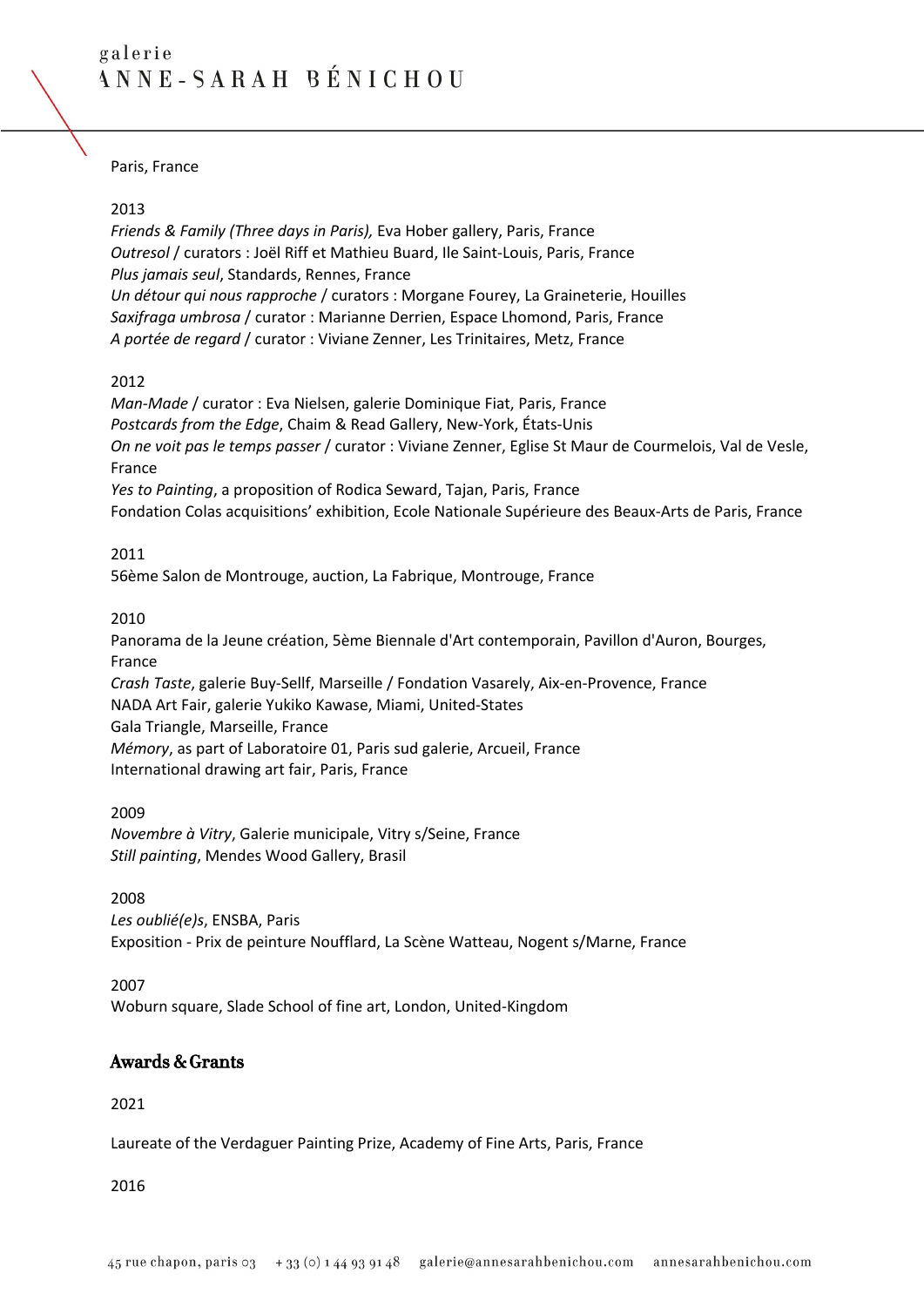Paris, France

2013

*Friends & Family (Three days in Paris),* Eva Hober gallery, Paris, France
*Outresol* / curators : Joël Riff et Mathieu Buard, Ile Saint-Louis, Paris, France
*Plus jamais seul*, Standards, Rennes, France
*Un détour qui nous rapproche* / curators : Morgane Fourey, La Graineterie, Houilles
*Saxifraga umbrosa* / curator : Marianne Derrien, Espace Lhomond, Paris, France
*A portée de regard* / curator : Viviane Zenner, Les Trinitaires, Metz, France

2012

*Man-Made* / curator : Eva Nielsen, galerie Dominique Fiat, Paris, France
*Postcards from the Edge*, Chaim & Read Gallery, New-York, États-Unis
*On ne voit pas le temps passer* / curator : Viviane Zenner, Eglise St Maur de Courmelois, Val de Vesle, France
*Yes to Painting*, a proposition of Rodica Seward, Tajan, Paris, France
Fondation Colas acquisitions' exhibition, Ecole Nationale Supérieure des Beaux-Arts de Paris, France

2011

56ème Salon de Montrouge, auction, La Fabrique, Montrouge, France

2010

Panorama de la Jeune création, 5ème Biennale d'Art contemporain, Pavillon d'Auron, Bourges, France
*Crash Taste*, galerie Buy-Sellf, Marseille / Fondation Vasarely, Aix-en-Provence, France
NADA Art Fair, galerie Yukiko Kawase, Miami, United-States
Gala Triangle, Marseille, France
*Mémory*, as part of Laboratoire 01, Paris sud galerie, Arcueil, France
International drawing art fair, Paris, France

2009

*Novembre à Vitry*, Galerie municipale, Vitry s/Seine, France
*Still painting*, Mendes Wood Gallery, Brasil

2008

*Les oublié(e)s*, ENSBA, Paris
Exposition - Prix de peinture Noufflard, La Scène Watteau, Nogent s/Marne, France

2007

Woburn square, Slade School of fine art, London, United-Kingdom

## Awards & Grants

2021

Laureate of the Verdaguer Painting Prize, Academy of Fine Arts, Paris, France

2016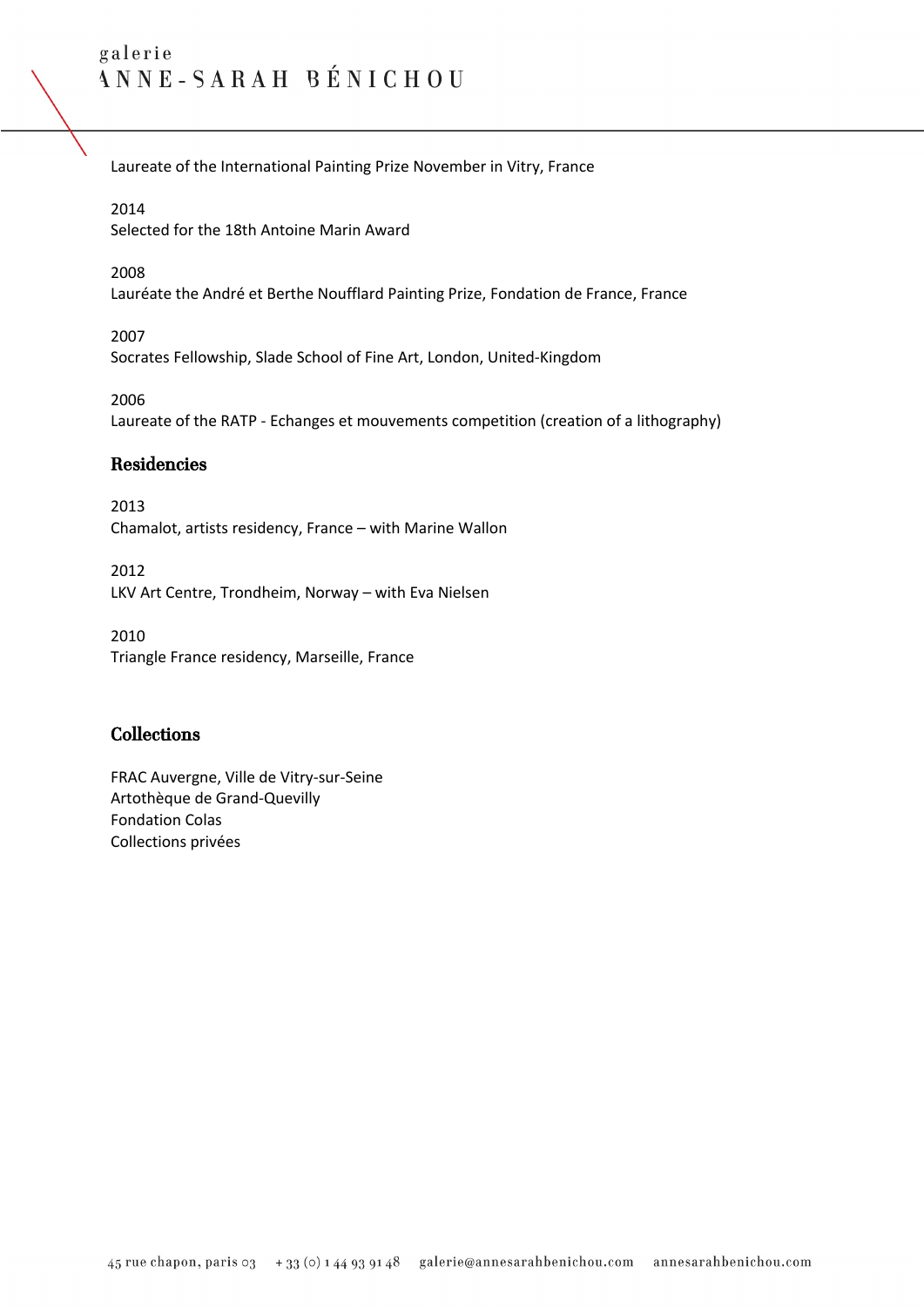Laureate of the International Painting Prize November in Vitry, France

2014
Selected for the 18th Antoine Marin Award

2008
Lauréate the André et Berthe Noufflard Painting Prize, Fondation de France, France

2007
Socrates Fellowship, Slade School of Fine Art, London, United-Kingdom

2006
Laureate of the RATP - Echanges et mouvements competition (creation of a lithography)

## Residencies

2013
Chamalot, artists residency, France – with Marine Wallon

2012
LKV Art Centre, Trondheim, Norway – with Eva Nielsen

2010
Triangle France residency, Marseille, France

## Collections

FRAC Auvergne, Ville de Vitry-sur-Seine
Artothèque de Grand-Quevilly
Fondation Colas
Collections privées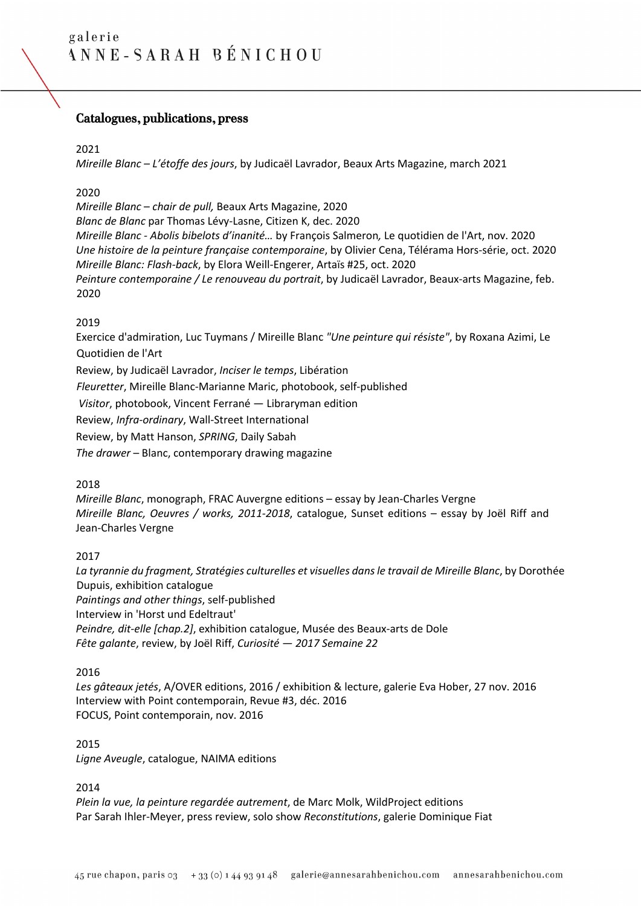## Catalogues, publications, press

2021

*Mireille Blanc – L'étoffe des jours*, by Judicaël Lavrador, Beaux Arts Magazine, march 2021

2020

*Mireille Blanc – chair de pull,* Beaux Arts Magazine, 2020
*Blanc de Blanc* par Thomas Lévy-Lasne, Citizen K, dec. 2020
*Mireille Blanc - Abolis bibelots d'inanité…* by François Salmeron*,* Le quotidien de l'Art, nov. 2020
*Une histoire de la peinture française contemporaine*, by Olivier Cena, Télérama Hors-série, oct. 2020
*Mireille Blanc: Flash-back*, by Elora Weill-Engerer, Artaïs #25, oct. 2020
*Peinture contemporaine / Le renouveau du portrait*, by Judicaël Lavrador, Beaux-arts Magazine, feb. 2020

2019

Exercice d'admiration, Luc Tuymans / Mireille Blanc *"Une peinture qui résiste"*, by Roxana Azimi, Le Quotidien de l'Art
Review, by Judicaël Lavrador, *Inciser le temps*, Libération
*Fleuretter*, Mireille Blanc-Marianne Maric, photobook, self-published
*Visitor*, photobook, Vincent Ferrané — Libraryman edition
Review, *Infra-ordinary*, Wall-Street International
Review, by Matt Hanson, *SPRING*, Daily Sabah
*The drawer* – Blanc, contemporary drawing magazine

2018

*Mireille Blanc*, monograph, FRAC Auvergne editions – essay by Jean-Charles Vergne
*Mireille Blanc, Oeuvres / works, 2011-2018*, catalogue, Sunset editions – essay by Joël Riff and Jean-Charles Vergne

2017

*La tyrannie du fragment, Stratégies culturelles et visuelles dans le travail de Mireille Blanc*, by Dorothée Dupuis, exhibition catalogue
*Paintings and other things*, self-published
Interview in 'Horst und Edeltraut'
*Peindre, dit-elle [chap.2]*, exhibition catalogue, Musée des Beaux-arts de Dole
*Fête galante*, review, by Joël Riff, *Curiosité — 2017 Semaine 22*

2016

*Les gâteaux jetés*, A/OVER editions, 2016 / exhibition & lecture, galerie Eva Hober, 27 nov. 2016
Interview with Point contemporain, Revue #3, déc. 2016
FOCUS, Point contemporain, nov. 2016

2015

*Ligne Aveugle*, catalogue, NAIMA editions

2014

*Plein la vue, la peinture regardée autrement*, de Marc Molk, WildProject editions
Par Sarah Ihler-Meyer, press review, solo show *Reconstitutions*, galerie Dominique Fiat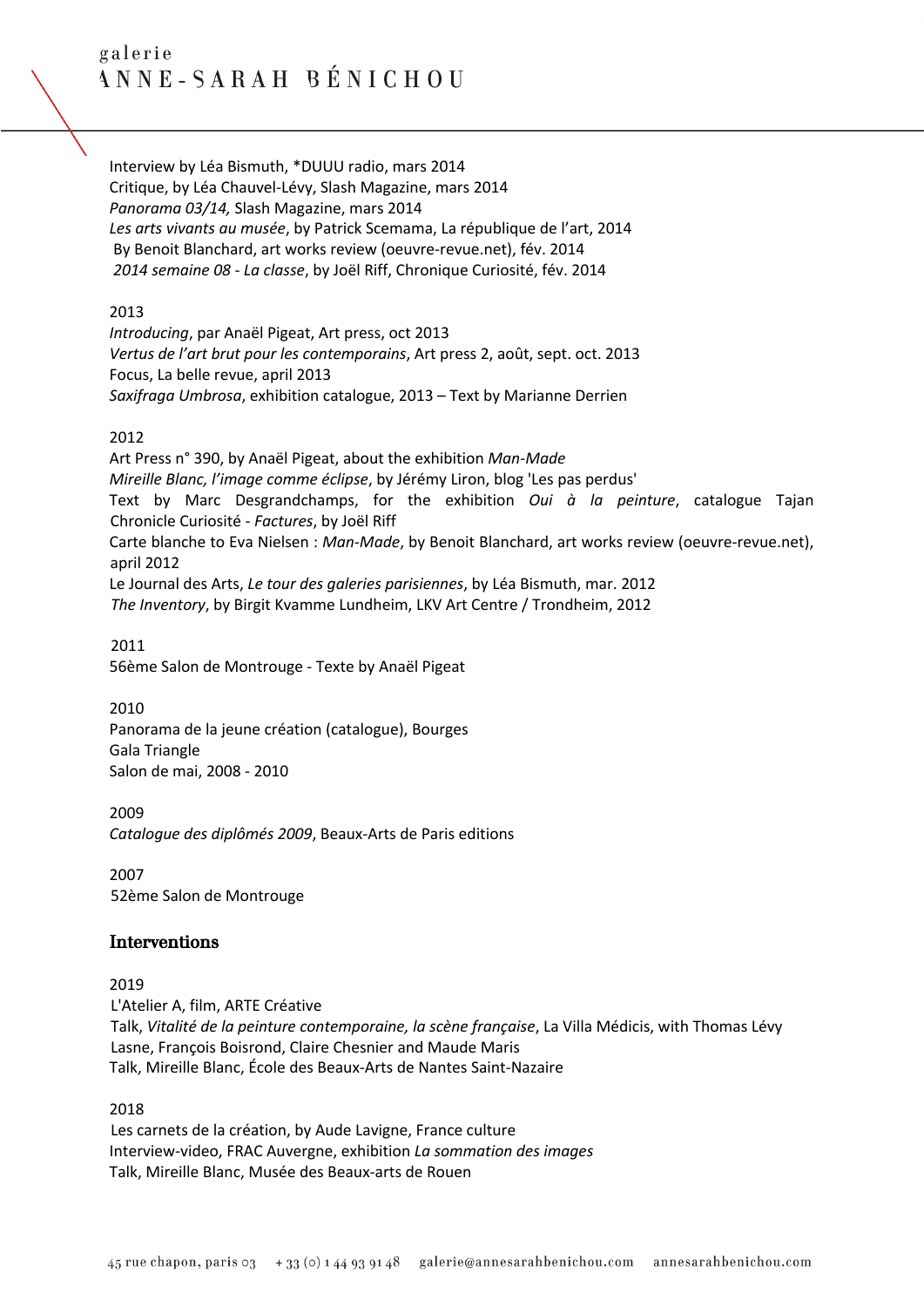Interview by Léa Bismuth, *DUUU radio, mars 2014
Critique, by Léa Chauvel-Lévy, Slash Magazine, mars 2014
*Panorama 03/14,* Slash Magazine, mars 2014
*Les arts vivants au musée*, by Patrick Scemama, La république de l'art, 2014
By Benoit Blanchard, art works review (oeuvre-revue.net), fév. 2014
*2014 semaine 08 - La classe*, by Joël Riff, Chronique Curiosité, fév. 2014

2013
*Introducing*, par Anaël Pigeat, Art press, oct 2013
*Vertus de l'art brut pour les contemporains*, Art press 2, août, sept. oct. 2013
Focus, La belle revue, april 2013
*Saxifraga Umbrosa*, exhibition catalogue, 2013 – Text by Marianne Derrien

2012
Art Press n° 390, by Anaël Pigeat, about the exhibition *Man-Made*
*Mireille Blanc, l'image comme éclipse*, by Jérémy Liron, blog 'Les pas perdus'
Text by Marc Desgrandchamps, for the exhibition *Oui à la peinture*, catalogue Tajan
Chronicle Curiosité - *Factures*, by Joël Riff
Carte blanche to Eva Nielsen : *Man-Made*, by Benoit Blanchard, art works review (oeuvre-revue.net), april 2012
Le Journal des Arts, *Le tour des galeries parisiennes*, by Léa Bismuth, mar. 2012
*The Inventory*, by Birgit Kvamme Lundheim, LKV Art Centre / Trondheim, 2012

2011
56ème Salon de Montrouge - Texte by Anaël Pigeat

2010
Panorama de la jeune création (catalogue), Bourges
Gala Triangle
Salon de mai, 2008 - 2010

2009
*Catalogue des diplômés 2009*, Beaux-Arts de Paris editions

2007
52ème Salon de Montrouge

## Interventions

2019
L'Atelier A, film, ARTE Créative
Talk, *Vitalité de la peinture contemporaine, la scène française*, La Villa Médicis, with Thomas Lévy Lasne, François Boisrond, Claire Chesnier and Maude Maris
Talk, Mireille Blanc, École des Beaux-Arts de Nantes Saint-Nazaire

2018
Les carnets de la création, by Aude Lavigne, France culture
Interview-video, FRAC Auvergne, exhibition *La sommation des images*
Talk, Mireille Blanc, Musée des Beaux-arts de Rouen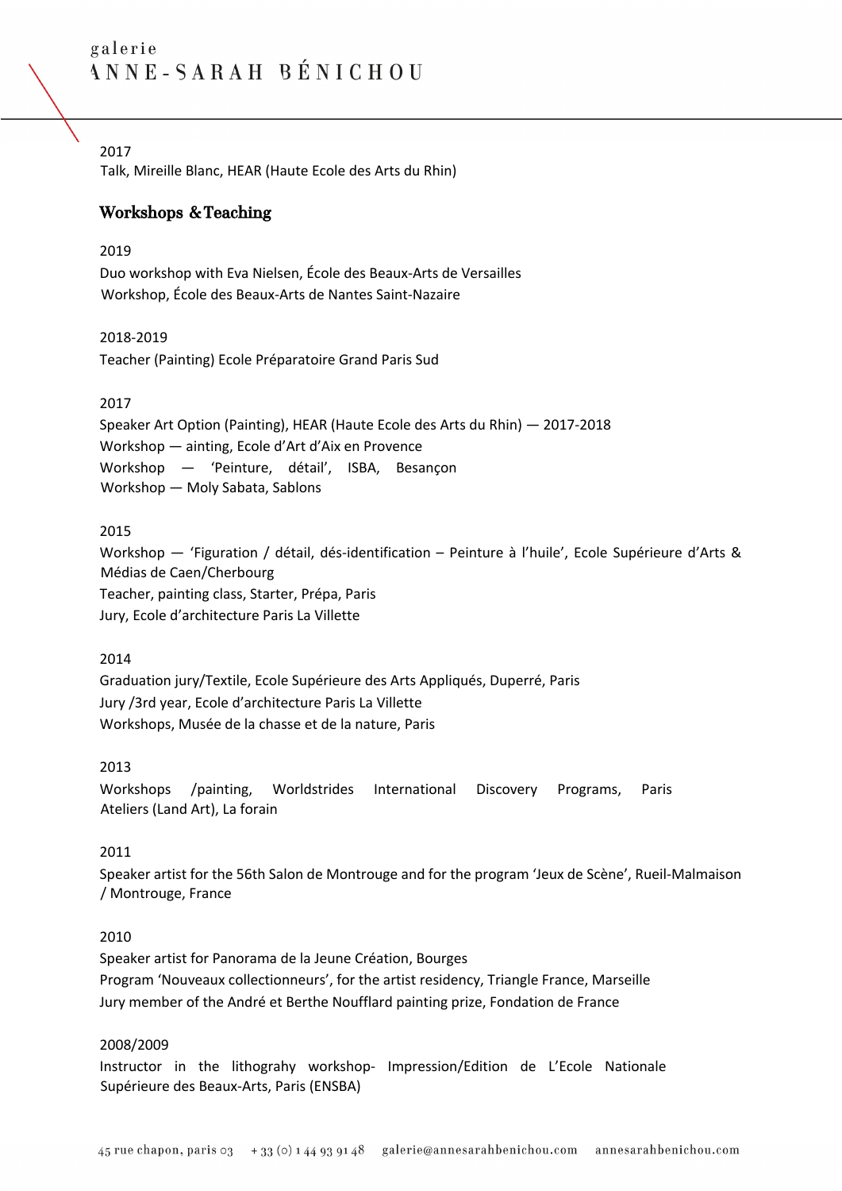2017

Talk, Mireille Blanc, HEAR (Haute Ecole des Arts du Rhin)

## Workshops & Teaching

2019

Duo workshop with Eva Nielsen, École des Beaux-Arts de Versailles
Workshop, École des Beaux-Arts de Nantes Saint-Nazaire

2018-2019

Teacher (Painting) Ecole Préparatoire Grand Paris Sud

2017

Speaker Art Option (Painting), HEAR (Haute Ecole des Arts du Rhin) — 2017-2018
Workshop — ainting, Ecole d'Art d'Aix en Provence
Workshop — 'Peinture, détail', ISBA, Besançon
Workshop — Moly Sabata, Sablons

2015

Workshop — 'Figuration / détail, dés-identification – Peinture à l'huile', Ecole Supérieure d'Arts & Médias de Caen/Cherbourg
Teacher, painting class, Starter, Prépa, Paris
Jury, Ecole d'architecture Paris La Villette

2014

Graduation jury/Textile, Ecole Supérieure des Arts Appliqués, Duperré, Paris
Jury /3rd year, Ecole d'architecture Paris La Villette
Workshops, Musée de la chasse et de la nature, Paris

2013

Workshops /painting, Worldstrides International Discovery Programs, Paris
Ateliers (Land Art), La forain

2011

Speaker artist for the 56th Salon de Montrouge and for the program 'Jeux de Scène', Rueil-Malmaison / Montrouge, France

2010

Speaker artist for Panorama de la Jeune Création, Bourges
Program 'Nouveaux collectionneurs', for the artist residency, Triangle France, Marseille
Jury member of the André et Berthe Noufflard painting prize, Fondation de France

2008/2009

Instructor in the lithograhy workshop- Impression/Edition de L'Ecole Nationale Supérieure des Beaux-Arts, Paris (ENSBA)